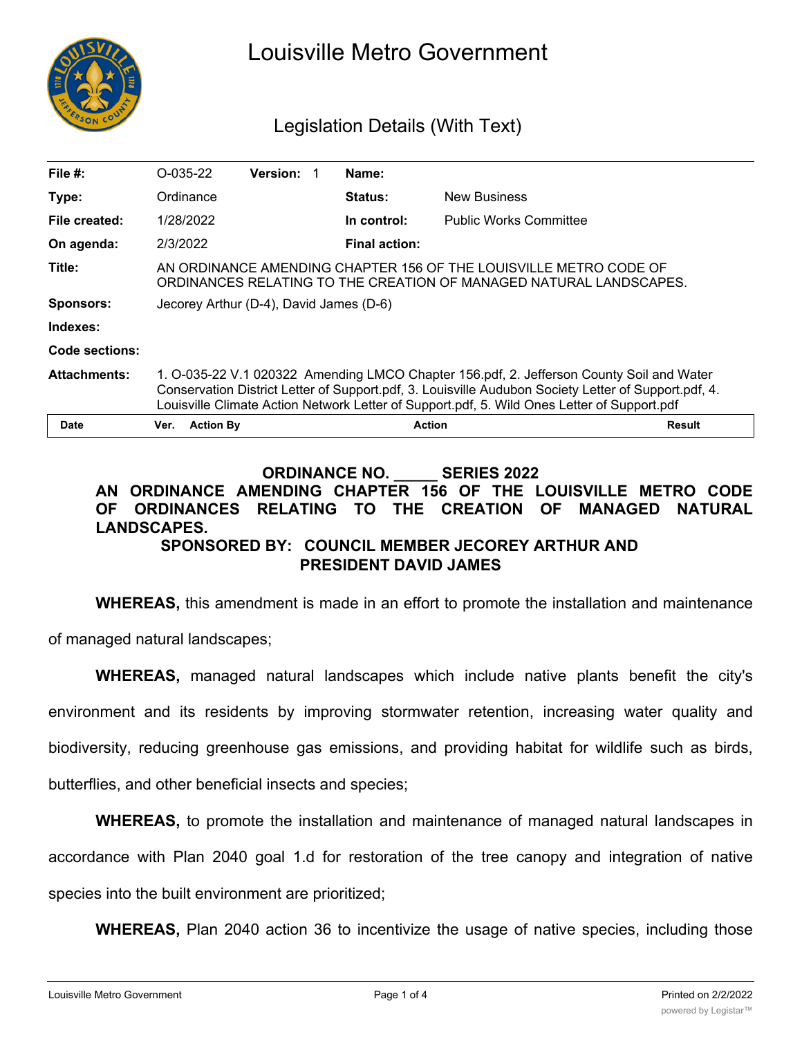# Louisville Metro Government

## Legislation Details (With Text)

| | | | | | |
|---|---|---|---|---|---|
| **File #:** | O-035-22 | **Version:** 1 | **Name:** | | |
| **Type:** | Ordinance | | **Status:** | New Business | |
| **File created:** | 1/28/2022 | | **In control:** | Public Works Committee | |
| **On agenda:** | 2/3/2022 | | **Final action:** | | |
| **Title:** | AN ORDINANCE AMENDING CHAPTER 156 OF THE LOUISVILLE METRO CODE OF ORDINANCES RELATING TO THE CREATION OF MANAGED NATURAL LANDSCAPES. | | | | |
| **Sponsors:** | Jecorey Arthur (D-4), David James (D-6) | | | | |
| **Indexes:** | | | | | |
| **Code sections:** | | | | | |
| **Attachments:** | 1. O-035-22 V.1 020322 Amending LMCO Chapter 156.pdf, 2. Jefferson County Soil and Water Conservation District Letter of Support.pdf, 3. Louisville Audubon Society Letter of Support.pdf, 4. Louisville Climate Action Network Letter of Support.pdf, 5. Wild Ones Letter of Support.pdf | | | | |

| Date | Ver. | Action By | Action | Result |
|---|---|---|---|---|

**ORDINANCE NO. _____ SERIES 2022**

**AN ORDINANCE AMENDING CHAPTER 156 OF THE LOUISVILLE METRO CODE OF ORDINANCES RELATING TO THE CREATION OF MANAGED NATURAL LANDSCAPES.**

**SPONSORED BY: COUNCIL MEMBER JECOREY ARTHUR AND PRESIDENT DAVID JAMES**

**WHEREAS,** this amendment is made in an effort to promote the installation and maintenance of managed natural landscapes;

**WHEREAS,** managed natural landscapes which include native plants benefit the city's environment and its residents by improving stormwater retention, increasing water quality and biodiversity, reducing greenhouse gas emissions, and providing habitat for wildlife such as birds, butterflies, and other beneficial insects and species;

**WHEREAS,** to promote the installation and maintenance of managed natural landscapes in accordance with Plan 2040 goal 1.d for restoration of the tree canopy and integration of native species into the built environment are prioritized;

**WHEREAS,** Plan 2040 action 36 to incentivize the usage of native species, including those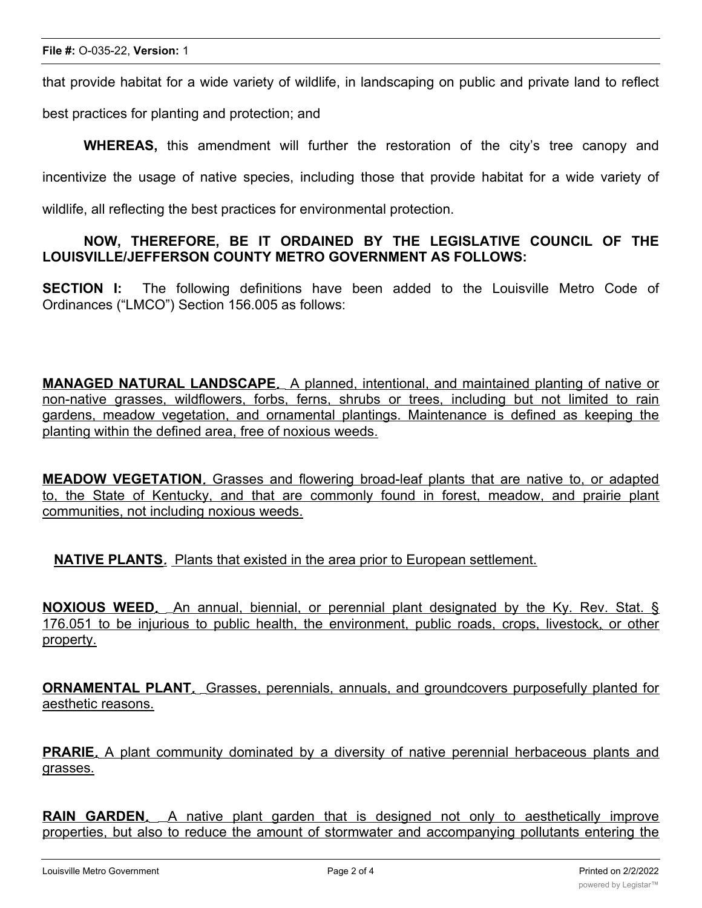that provide habitat for a wide variety of wildlife, in landscaping on public and private land to reflect best practices for planting and protection; and

**WHEREAS,** this amendment will further the restoration of the city's tree canopy and incentivize the usage of native species, including those that provide habitat for a wide variety of wildlife, all reflecting the best practices for environmental protection.

**NOW, THEREFORE, BE IT ORDAINED BY THE LEGISLATIVE COUNCIL OF THE LOUISVILLE/JEFFERSON COUNTY METRO GOVERNMENT AS FOLLOWS:**

**SECTION I:** The following definitions have been added to the Louisville Metro Code of Ordinances ("LMCO") Section 156.005 as follows:

<u>**MANAGED NATURAL LANDSCAPE.** A planned, intentional, and maintained planting of native or non-native grasses, wildflowers, forbs, ferns, shrubs or trees, including but not limited to rain gardens, meadow vegetation, and ornamental plantings. Maintenance is defined as keeping the planting within the defined area, free of noxious weeds.</u>

<u>**MEADOW VEGETATION.** Grasses and flowering broad-leaf plants that are native to, or adapted to, the State of Kentucky, and that are commonly found in forest, meadow, and prairie plant communities, not including noxious weeds.</u>

<u>**NATIVE PLANTS.** Plants that existed in the area prior to European settlement.</u>

<u>**NOXIOUS WEED.** An annual, biennial, or perennial plant designated by the Ky. Rev. Stat. § 176.051 to be injurious to public health, the environment, public roads, crops, livestock, or other property.</u>

<u>**ORNAMENTAL PLANT.** Grasses, perennials, annuals, and groundcovers purposefully planted for aesthetic reasons.</u>

<u>**PRARIE.** A plant community dominated by a diversity of native perennial herbaceous plants and grasses.</u>

<u>**RAIN GARDEN.** A native plant garden that is designed not only to aesthetically improve properties, but also to reduce the amount of stormwater and accompanying pollutants entering the</u>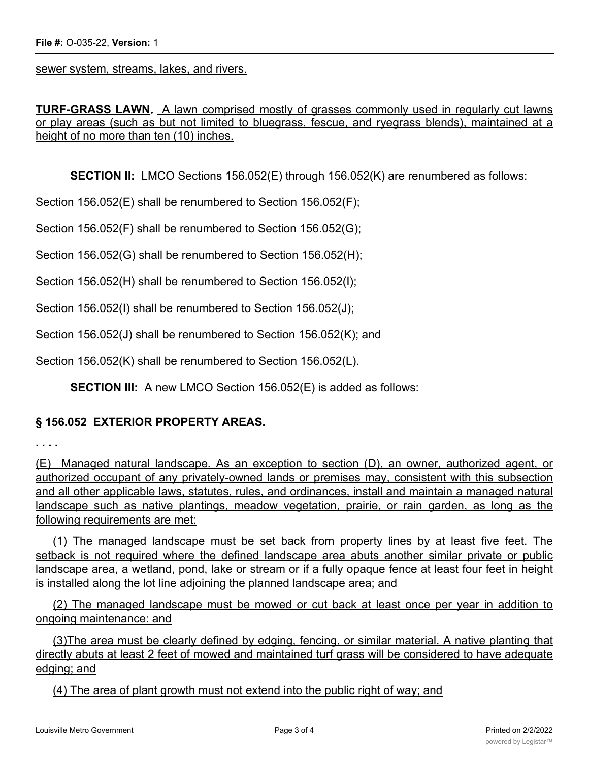sewer system, streams, lakes, and rivers.

**TURF-GRASS LAWN.** A lawn comprised mostly of grasses commonly used in regularly cut lawns or play areas (such as but not limited to bluegrass, fescue, and ryegrass blends), maintained at a height of no more than ten (10) inches.

**SECTION II:** LMCO Sections 156.052(E) through 156.052(K) are renumbered as follows:

Section 156.052(E) shall be renumbered to Section 156.052(F);

Section 156.052(F) shall be renumbered to Section 156.052(G);

Section 156.052(G) shall be renumbered to Section 156.052(H);

Section 156.052(H) shall be renumbered to Section 156.052(I);

Section 156.052(I) shall be renumbered to Section 156.052(J);

Section 156.052(J) shall be renumbered to Section 156.052(K); and

Section 156.052(K) shall be renumbered to Section 156.052(L).

**SECTION III:** A new LMCO Section 156.052(E) is added as follows:

## § 156.052 EXTERIOR PROPERTY AREAS.

. . . .

(E) Managed natural landscape. As an exception to section (D), an owner, authorized agent, or authorized occupant of any privately-owned lands or premises may, consistent with this subsection and all other applicable laws, statutes, rules, and ordinances, install and maintain a managed natural landscape such as native plantings, meadow vegetation, prairie, or rain garden, as long as the following requirements are met:

(1) The managed landscape must be set back from property lines by at least five feet. The setback is not required where the defined landscape area abuts another similar private or public landscape area, a wetland, pond, lake or stream or if a fully opaque fence at least four feet in height is installed along the lot line adjoining the planned landscape area; and

(2) The managed landscape must be mowed or cut back at least once per year in addition to ongoing maintenance: and

(3)The area must be clearly defined by edging, fencing, or similar material. A native planting that directly abuts at least 2 feet of mowed and maintained turf grass will be considered to have adequate edging; and

(4) The area of plant growth must not extend into the public right of way; and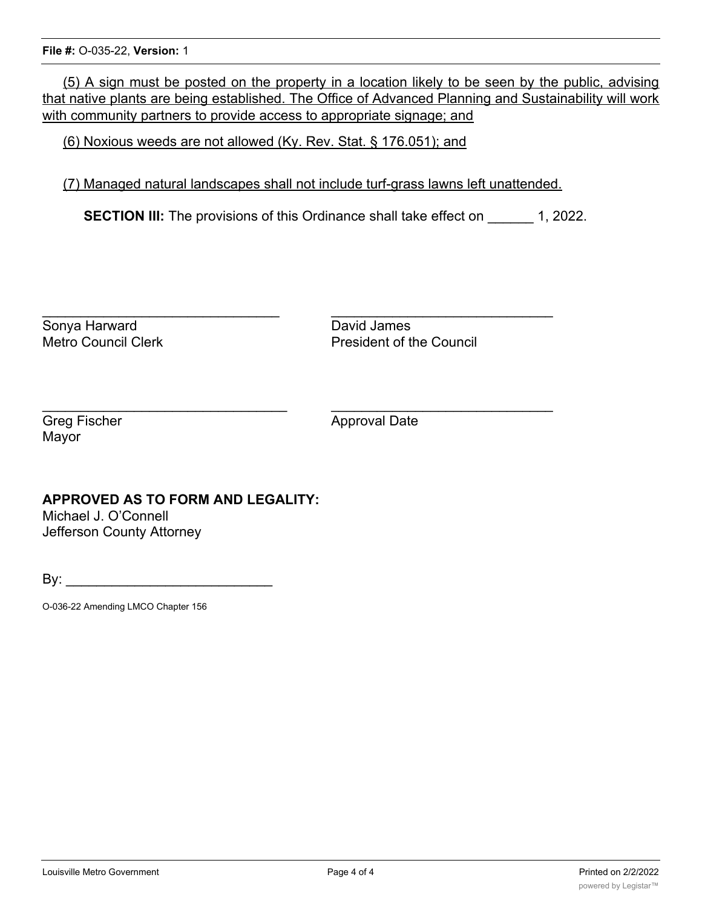<u>(5) A sign must be posted on the property in a location likely to be seen by the public, advising that native plants are being established. The Office of Advanced Planning and Sustainability will work with community partners to provide access to appropriate signage; and</u>

<u>(6) Noxious weeds are not allowed (Ky. Rev. Stat. § 176.051); and</u>

<u>(7) Managed natural landscapes shall not include turf-grass lawns left unattended.</u>

**SECTION III:** The provisions of this Ordinance shall take effect on ______ 1, 2022.

_______________________________
Sonya Harward
Metro Council Clerk

_______________________________
David James
President of the Council

_______________________________
Greg Fischer
Mayor

_______________________________
Approval Date

**APPROVED AS TO FORM AND LEGALITY:**
Michael J. O'Connell
Jefferson County Attorney

By: ___________________________

O-036-22 Amending LMCO Chapter 156